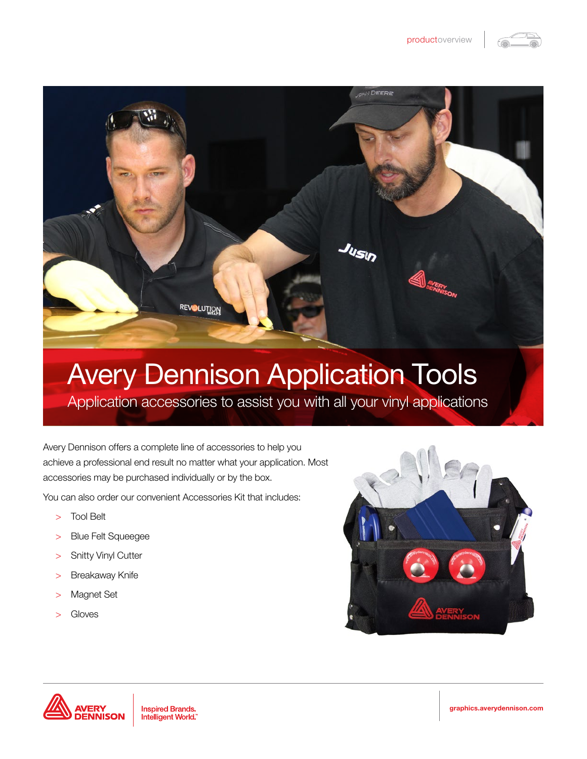# Avery Dennison Application Tools

## Application accessories to assist you with all your vinyl applications

Avery Dennison offers a complete line of accessories to help you achieve a professional end result no matter what your application. Most accessories may be purchased individually or by the box.

You can also order our convenient Accessories Kit that includes:

- Tool Belt
- Blue Felt Squeegee
- Snitty Vinyl Cutter
- Breakaway Knife
- Magnet Set
- Gloves

Inspired Brands. Intelligent World.™

graphics.averydennison.com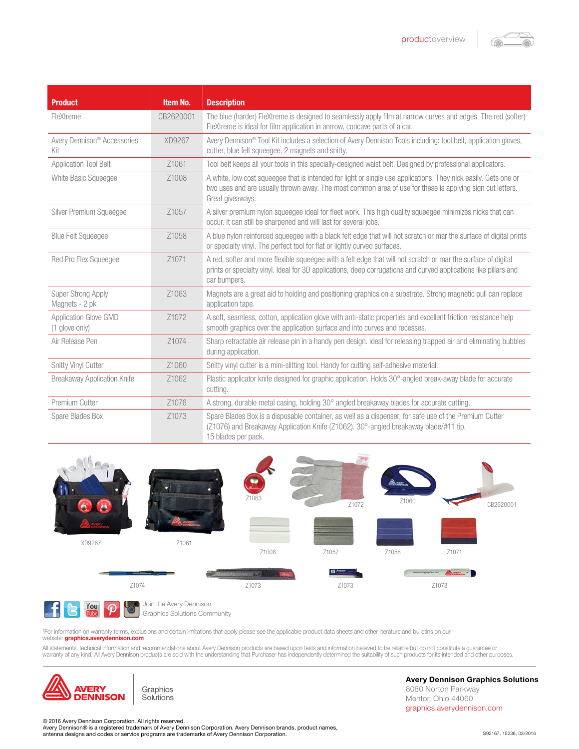| Product | Item No. | Description |
| --- | --- | --- |
| FleXtreme | CB2620001 | The blue (harder) FleXtreme is designed to seamlessly apply film at narrow curves and edges. The red (softer) FleXtreme is ideal for film application in anrrow, concave parts of a car. |
| Avery Dennison® Accessories Kit | XD9267 | Avery Dennison® Tool Kit includes a selection of Avery Dennison Tools including: tool belt, application gloves, cutter, blue felt squeegee, 2 magnets and snitty. |
| Application Tool Belt | Z1061 | Tool belt keeps all your tools in this specially-designed waist belt. Designed by professional applicators. |
| White Basic Squeegee | Z1008 | A white, low cost squeegee that is intended for light or single use applications. They nick easily. Gets one or two uses and are usually thrown away. The most common area of use for these is applying sign cut letters. Great giveaways. |
| Silver Premium Squeegee | Z1057 | A silver premium nylon squeegee ideal for fleet work. This high quality squeegee minimizes nicks that can occur. It can still be sharpened and will last for several jobs. |
| Blue Felt Squeegee | Z1058 | A blue nylon reinforced squeegee with a black felt edge that will not scratch or mar the surface of digital prints or specialty vinyl. The perfect tool for flat or lightly curved surfaces. |
| Red Pro Flex Squeegee | Z1071 | A red, softer and more flexible squeegee with a felt edge that will not scratch or mar the surface of digital prints or specialty vinyl. Ideal for 3D applications, deep corrugations and curved applications like pillars and car bumpers. |
| Super Strong Apply Magnets - 2 pk | Z1063 | Magnets are a great aid to holding and positioning graphics on a substrate. Strong magnetic pull can replace application tape. |
| Application Glove GMD (1 glove only) | Z1072 | A soft, seamless, cotton, application glove with anti-static properties and excellent friction resistance help smooth graphics over the application surface and into curves and recesses. |
| Air Release Pen | Z1074 | Sharp retractable air release pin in a handy pen design. Ideal for releasing trapped air and eliminating bubbles during application. |
| Snitty Vinyl Cutter | Z1060 | Snitty vinyl cutter is a mini-slitting tool. Handy for cutting self-adhesive material. |
| Breakaway Application Knife | Z1062 | Plastic applicator knife designed for graphic application. Holds 30°-angled break-away blade for accurate cutting. |
| Premium Cutter | Z1076 | A strong, durable metal casing, holding 30° angled breakaway blades for accurate cutting. |
| Spare Blades Box | Z1073 | Spare Blades Box is a disposable container, as well as a dispenser, for safe use of the Premium Cutter (Z1076) and Breakaway Application Knife (Z1062). 30°-angled breakaway blade/#11 tip. 15 blades per pack. |

XD9267 Z1061 Z1063 Z1072 Z1060 CB2620001

Z1008 Z1057 Z1058 Z1071

Z1074 Z1073 Z1073 Z1073

Join the Avery Dennison Graphics Solutions Community

[1]For information on warranty terms, exclusions and certain limitations that apply please see the applicable product data sheets and other literature and bulletins on our website: **graphics.averydennison.com**

All statements, technical information and recommendations about Avery Dennison products are based upon tests and information believed to be reliable but do not constitute a guarantee or warranty of any kind. All Avery Dennison products are sold with the understanding that Purchaser has independently determined the suitability of such products for its intended and other purposes.

AVERY DENNISON Graphics Solutions

**Avery Dennison Graphics Solutions**
8080 Norton Parkway
Mentor, Ohio 44060
graphics.averydennison.com

© 2016 Avery Dennison Corporation. All rights reserved.
Avery Dennison® is a registered trademark of Avery Dennison Corporation. Avery Dennison brands, product names, antenna designs and codes or service programs are trademarks of Avery Dennison Corporation.

S92167, 15236, 03/2016